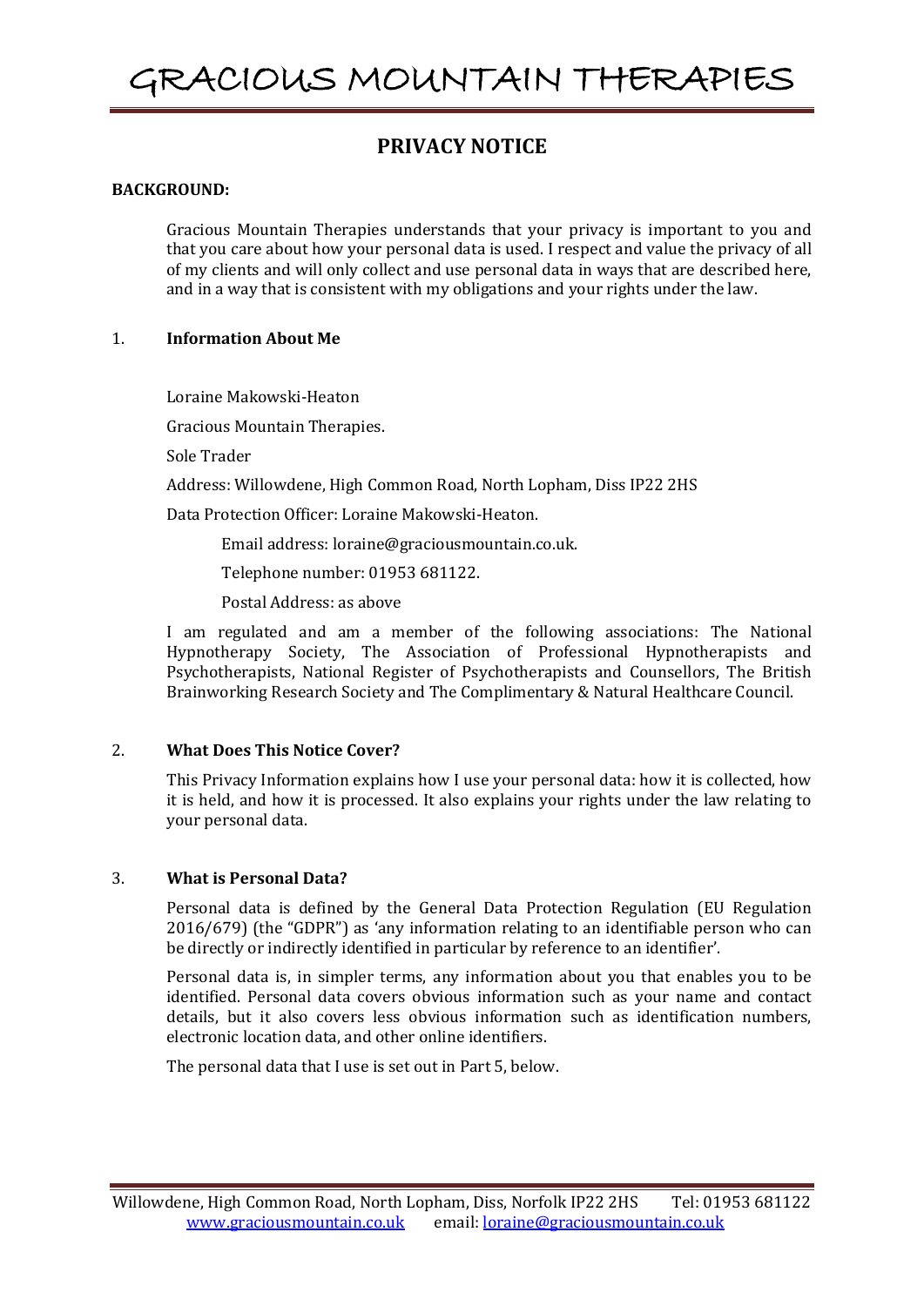# GRACIOUS MOUNTAIN THERAPIES

## PRIVACY NOTICE

**BACKGROUND:**

Gracious Mountain Therapies understands that your privacy is important to you and that you care about how your personal data is used. I respect and value the privacy of all of my clients and will only collect and use personal data in ways that are described here, and in a way that is consistent with my obligations and your rights under the law.

### 1. Information About Me

Loraine Makowski-Heaton

Gracious Mountain Therapies.

Sole Trader

Address: Willowdene, High Common Road, North Lopham, Diss IP22 2HS

Data Protection Officer: Loraine Makowski-Heaton.

Email address: loraine@graciousmountain.co.uk.

Telephone number: 01953 681122.

Postal Address: as above

I am regulated and am a member of the following associations: The National Hypnotherapy Society, The Association of Professional Hypnotherapists and Psychotherapists, National Register of Psychotherapists and Counsellors, The British Brainworking Research Society and The Complimentary & Natural Healthcare Council.

### 2. What Does This Notice Cover?

This Privacy Information explains how I use your personal data: how it is collected, how it is held, and how it is processed. It also explains your rights under the law relating to your personal data.

### 3. What is Personal Data?

Personal data is defined by the General Data Protection Regulation (EU Regulation 2016/679) (the "GDPR") as 'any information relating to an identifiable person who can be directly or indirectly identified in particular by reference to an identifier'.

Personal data is, in simpler terms, any information about you that enables you to be identified. Personal data covers obvious information such as your name and contact details, but it also covers less obvious information such as identification numbers, electronic location data, and other online identifiers.

The personal data that I use is set out in Part 5, below.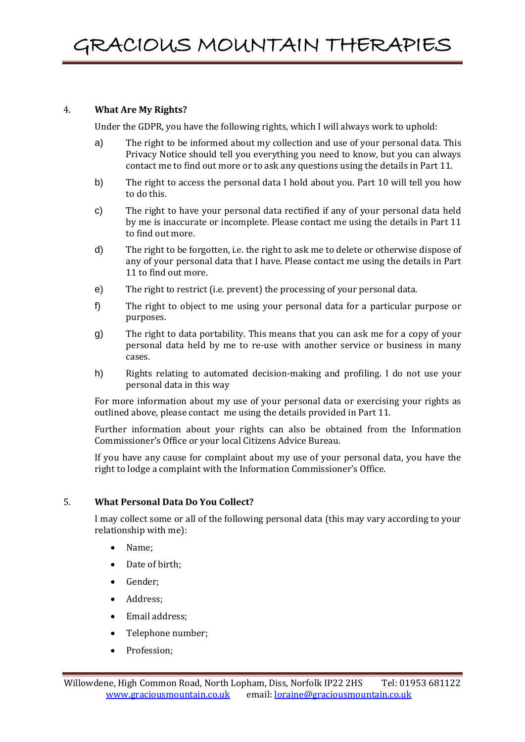## 4. What Are My Rights?

Under the GDPR, you have the following rights, which I will always work to uphold:

a) The right to be informed about my collection and use of your personal data. This Privacy Notice should tell you everything you need to know, but you can always contact me to find out more or to ask any questions using the details in Part 11.

b) The right to access the personal data I hold about you. Part 10 will tell you how to do this.

c) The right to have your personal data rectified if any of your personal data held by me is inaccurate or incomplete. Please contact me using the details in Part 11 to find out more.

d) The right to be forgotten, i.e. the right to ask me to delete or otherwise dispose of any of your personal data that I have. Please contact me using the details in Part 11 to find out more.

e) The right to restrict (i.e. prevent) the processing of your personal data.

f) The right to object to me using your personal data for a particular purpose or purposes.

g) The right to data portability. This means that you can ask me for a copy of your personal data held by me to re-use with another service or business in many cases.

h) Rights relating to automated decision-making and profiling. I do not use your personal data in this way

For more information about my use of your personal data or exercising your rights as outlined above, please contact me using the details provided in Part 11.

Further information about your rights can also be obtained from the Information Commissioner's Office or your local Citizens Advice Bureau.

If you have any cause for complaint about my use of your personal data, you have the right to lodge a complaint with the Information Commissioner's Office.

## 5. What Personal Data Do You Collect?

I may collect some or all of the following personal data (this may vary according to your relationship with me):

- Name;
- Date of birth;
- Gender;
- Address;
- Email address;
- Telephone number;
- Profession;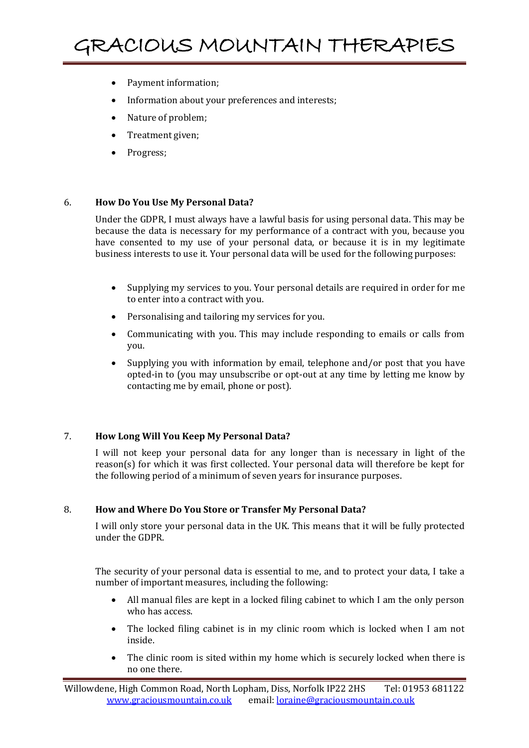- Payment information;
- Information about your preferences and interests;
- Nature of problem;
- Treatment given;
- Progress;

## 6. How Do You Use My Personal Data?

Under the GDPR, I must always have a lawful basis for using personal data. This may be because the data is necessary for my performance of a contract with you, because you have consented to my use of your personal data, or because it is in my legitimate business interests to use it. Your personal data will be used for the following purposes:

- Supplying my services to you. Your personal details are required in order for me to enter into a contract with you.
- Personalising and tailoring my services for you.
- Communicating with you. This may include responding to emails or calls from you.
- Supplying you with information by email, telephone and/or post that you have opted-in to (you may unsubscribe or opt-out at any time by letting me know by contacting me by email, phone or post).

## 7. How Long Will You Keep My Personal Data?

I will not keep your personal data for any longer than is necessary in light of the reason(s) for which it was first collected. Your personal data will therefore be kept for the following period of a minimum of seven years for insurance purposes.

## 8. How and Where Do You Store or Transfer My Personal Data?

I will only store your personal data in the UK. This means that it will be fully protected under the GDPR.

The security of your personal data is essential to me, and to protect your data, I take a number of important measures, including the following:

- All manual files are kept in a locked filing cabinet to which I am the only person who has access.
- The locked filing cabinet is in my clinic room which is locked when I am not inside.
- The clinic room is sited within my home which is securely locked when there is no one there.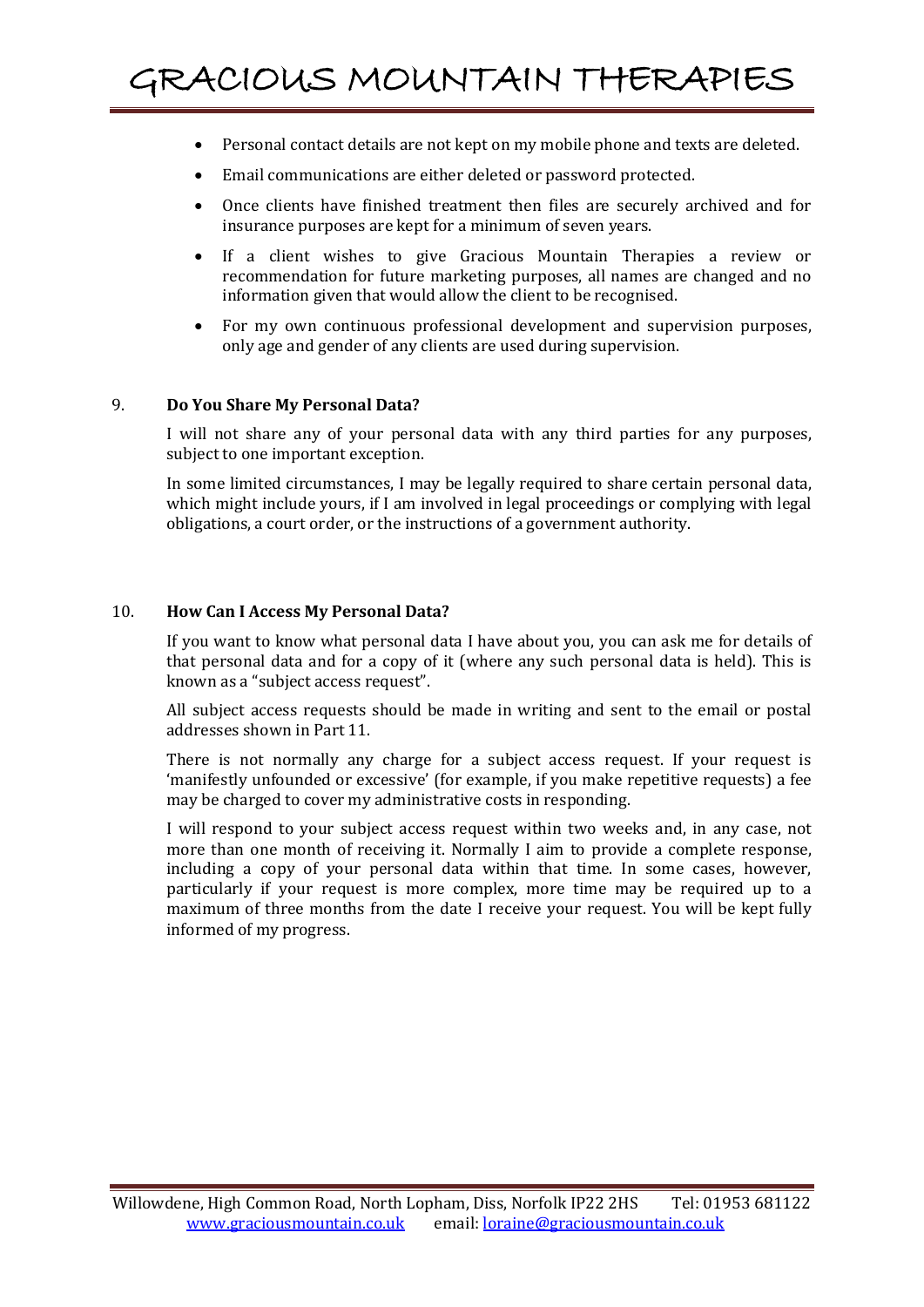- Personal contact details are not kept on my mobile phone and texts are deleted.
- Email communications are either deleted or password protected.
- Once clients have finished treatment then files are securely archived and for insurance purposes are kept for a minimum of seven years.
- If a client wishes to give Gracious Mountain Therapies a review or recommendation for future marketing purposes, all names are changed and no information given that would allow the client to be recognised.
- For my own continuous professional development and supervision purposes, only age and gender of any clients are used during supervision.

## 9. Do You Share My Personal Data?

I will not share any of your personal data with any third parties for any purposes, subject to one important exception.

In some limited circumstances, I may be legally required to share certain personal data, which might include yours, if I am involved in legal proceedings or complying with legal obligations, a court order, or the instructions of a government authority.

## 10. How Can I Access My Personal Data?

If you want to know what personal data I have about you, you can ask me for details of that personal data and for a copy of it (where any such personal data is held). This is known as a "subject access request".

All subject access requests should be made in writing and sent to the email or postal addresses shown in Part 11.

There is not normally any charge for a subject access request. If your request is 'manifestly unfounded or excessive' (for example, if you make repetitive requests) a fee may be charged to cover my administrative costs in responding.

I will respond to your subject access request within two weeks and, in any case, not more than one month of receiving it. Normally I aim to provide a complete response, including a copy of your personal data within that time. In some cases, however, particularly if your request is more complex, more time may be required up to a maximum of three months from the date I receive your request. You will be kept fully informed of my progress.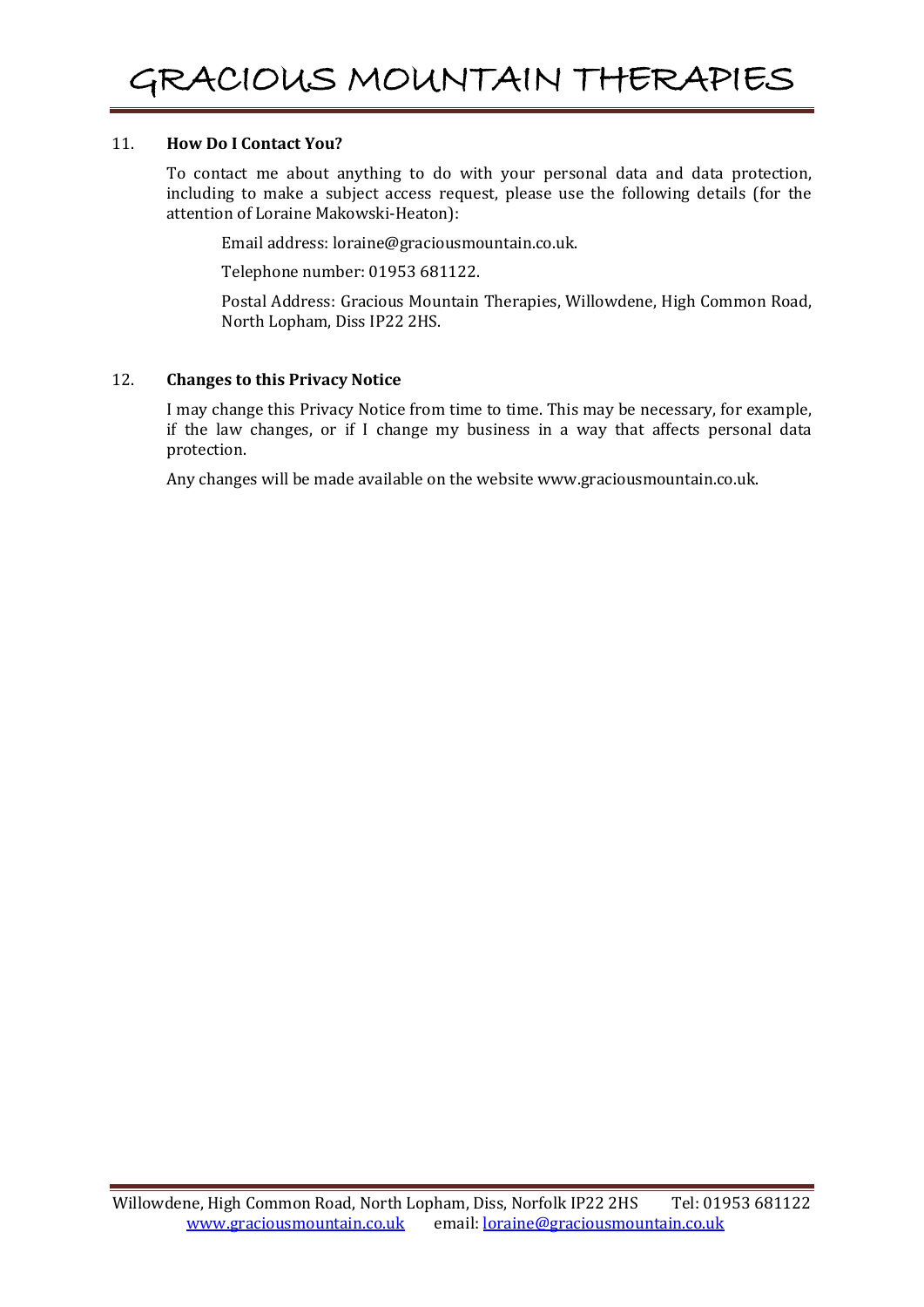## 11. How Do I Contact You?

To contact me about anything to do with your personal data and data protection, including to make a subject access request, please use the following details (for the attention of Loraine Makowski-Heaton):

Email address: loraine@graciousmountain.co.uk.

Telephone number: 01953 681122.

Postal Address: Gracious Mountain Therapies, Willowdene, High Common Road, North Lopham, Diss IP22 2HS.

## 12. Changes to this Privacy Notice

I may change this Privacy Notice from time to time. This may be necessary, for example, if the law changes, or if I change my business in a way that affects personal data protection.

Any changes will be made available on the website www.graciousmountain.co.uk.